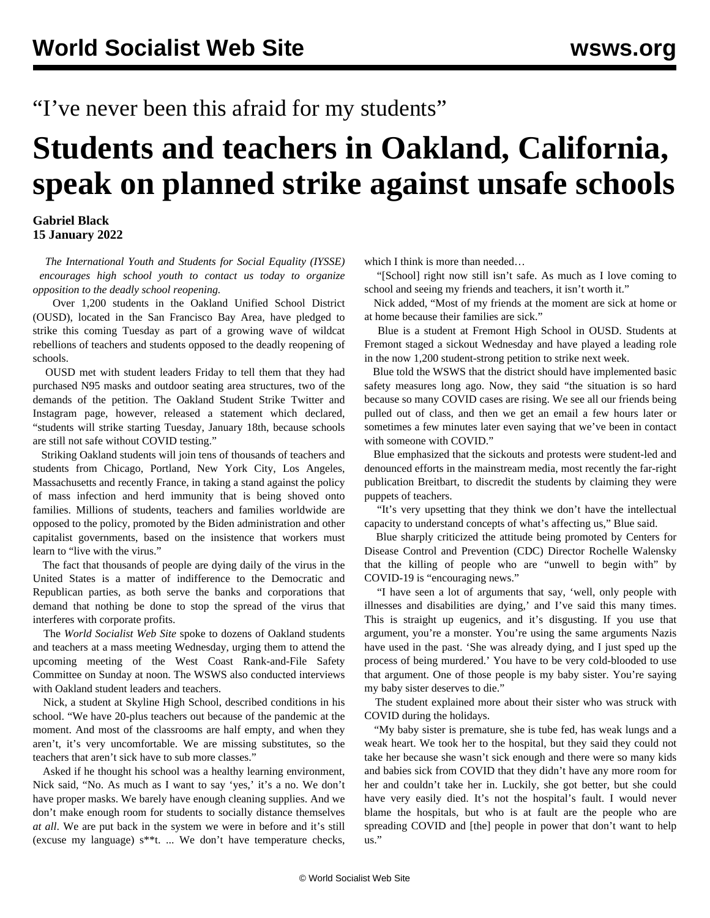“I’ve never been this afraid for my students”

# Students and teachers in Oakland, California, speak on planned strike against unsafe schools

**Gabriel Black**
**15 January 2022**

*The International Youth and Students for Social Equality (IYSSE) encourages high school youth to contact us today to organize opposition to the deadly school reopening.*

Over 1,200 students in the Oakland Unified School District (OUSD), located in the San Francisco Bay Area, have pledged to strike this coming Tuesday as part of a growing wave of wildcat rebellions of teachers and students opposed to the deadly reopening of schools.

OUSD met with student leaders Friday to tell them that they had purchased N95 masks and outdoor seating area structures, two of the demands of the petition. The Oakland Student Strike Twitter and Instagram page, however, released a statement which declared, “students will strike starting Tuesday, January 18th, because schools are still not safe without COVID testing.”

Striking Oakland students will join tens of thousands of teachers and students from Chicago, Portland, New York City, Los Angeles, Massachusetts and recently France, in taking a stand against the policy of mass infection and herd immunity that is being shoved onto families. Millions of students, teachers and families worldwide are opposed to the policy, promoted by the Biden administration and other capitalist governments, based on the insistence that workers must learn to “live with the virus.”

The fact that thousands of people are dying daily of the virus in the United States is a matter of indifference to the Democratic and Republican parties, as both serve the banks and corporations that demand that nothing be done to stop the spread of the virus that interferes with corporate profits.

The *World Socialist Web Site* spoke to dozens of Oakland students and teachers at a mass meeting Wednesday, urging them to attend the upcoming meeting of the West Coast Rank-and-File Safety Committee on Sunday at noon. The WSWS also conducted interviews with Oakland student leaders and teachers.

Nick, a student at Skyline High School, described conditions in his school. “We have 20-plus teachers out because of the pandemic at the moment. And most of the classrooms are half empty, and when they aren’t, it’s very uncomfortable. We are missing substitutes, so the teachers that aren’t sick have to sub more classes.”

Asked if he thought his school was a healthy learning environment, Nick said, “No. As much as I want to say ‘yes,’ it’s a no. We don’t have proper masks. We barely have enough cleaning supplies. And we don’t make enough room for students to socially distance themselves *at all*. We are put back in the system we were in before and it’s still (excuse my language) s**t. ... We don’t have temperature checks, which I think is more than needed…

“[School] right now still isn’t safe. As much as I love coming to school and seeing my friends and teachers, it isn’t worth it.”

Nick added, “Most of my friends at the moment are sick at home or at home because their families are sick.”

Blue is a student at Fremont High School in OUSD. Students at Fremont staged a sickout Wednesday and have played a leading role in the now 1,200 student-strong petition to strike next week.

Blue told the WSWS that the district should have implemented basic safety measures long ago. Now, they said “the situation is so hard because so many COVID cases are rising. We see all our friends being pulled out of class, and then we get an email a few hours later or sometimes a few minutes later even saying that we’ve been in contact with someone with COVID.”

Blue emphasized that the sickouts and protests were student-led and denounced efforts in the mainstream media, most recently the far-right publication Breitbart, to discredit the students by claiming they were puppets of teachers.

“It’s very upsetting that they think we don’t have the intellectual capacity to understand concepts of what’s affecting us,” Blue said.

Blue sharply criticized the attitude being promoted by Centers for Disease Control and Prevention (CDC) Director Rochelle Walensky that the killing of people who are “unwell to begin with” by COVID-19 is “encouraging news.”

“I have seen a lot of arguments that say, ‘well, only people with illnesses and disabilities are dying,’ and I’ve said this many times. This is straight up eugenics, and it’s disgusting. If you use that argument, you’re a monster. You’re using the same arguments Nazis have used in the past. ‘She was already dying, and I just sped up the process of being murdered.’ You have to be very cold-blooded to use that argument. One of those people is my baby sister. You’re saying my baby sister deserves to die.”

The student explained more about their sister who was struck with COVID during the holidays.

“My baby sister is premature, she is tube fed, has weak lungs and a weak heart. We took her to the hospital, but they said they could not take her because she wasn’t sick enough and there were so many kids and babies sick from COVID that they didn’t have any more room for her and couldn’t take her in. Luckily, she got better, but she could have very easily died. It’s not the hospital’s fault. I would never blame the hospitals, but who is at fault are the people who are spreading COVID and [the] people in power that don’t want to help us.”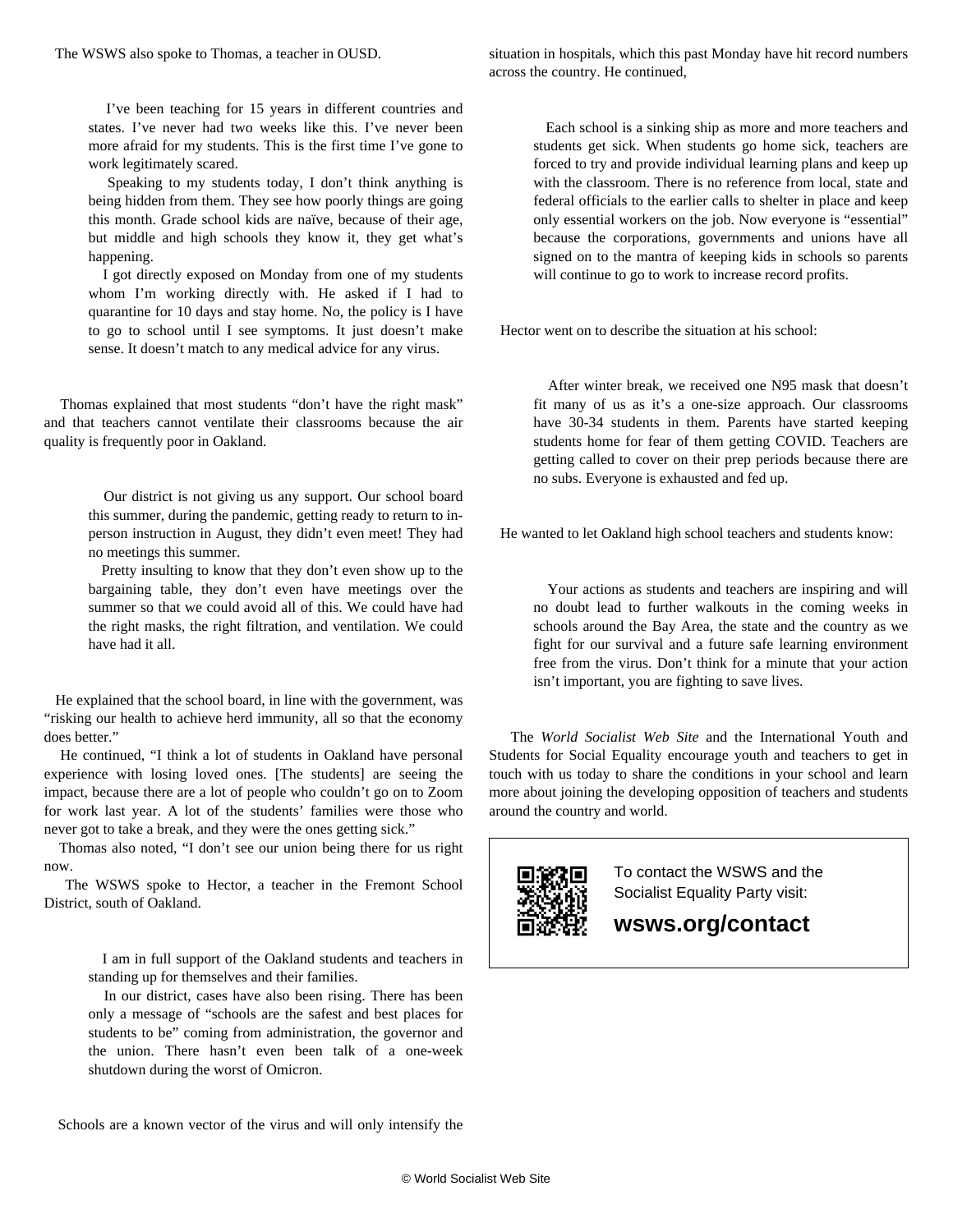The WSWS also spoke to Thomas, a teacher in OUSD.

> I've been teaching for 15 years in different countries and states. I've never had two weeks like this. I've never been more afraid for my students. This is the first time I've gone to work legitimately scared.
>
> Speaking to my students today, I don't think anything is being hidden from them. They see how poorly things are going this month. Grade school kids are naïve, because of their age, but middle and high schools they know it, they get what's happening.
>
> I got directly exposed on Monday from one of my students whom I'm working directly with. He asked if I had to quarantine for 10 days and stay home. No, the policy is I have to go to school until I see symptoms. It just doesn't make sense. It doesn't match to any medical advice for any virus.

Thomas explained that most students "don't have the right mask" and that teachers cannot ventilate their classrooms because the air quality is frequently poor in Oakland.

> Our district is not giving us any support. Our school board this summer, during the pandemic, getting ready to return to in-person instruction in August, they didn't even meet! They had no meetings this summer.
>
> Pretty insulting to know that they don't even show up to the bargaining table, they don't even have meetings over the summer so that we could avoid all of this. We could have had the right masks, the right filtration, and ventilation. We could have had it all.

He explained that the school board, in line with the government, was "risking our health to achieve herd immunity, all so that the economy does better."

He continued, "I think a lot of students in Oakland have personal experience with losing loved ones. [The students] are seeing the impact, because there are a lot of people who couldn't go on to Zoom for work last year. A lot of the students' families were those who never got to take a break, and they were the ones getting sick."

Thomas also noted, "I don't see our union being there for us right now.

The WSWS spoke to Hector, a teacher in the Fremont School District, south of Oakland.

> I am in full support of the Oakland students and teachers in standing up for themselves and their families.
>
> In our district, cases have also been rising. There has been only a message of "schools are the safest and best places for students to be" coming from administration, the governor and the union. There hasn't even been talk of a one-week shutdown during the worst of Omicron.

Schools are a known vector of the virus and will only intensify the situation in hospitals, which this past Monday have hit record numbers across the country. He continued,

> Each school is a sinking ship as more and more teachers and students get sick. When students go home sick, teachers are forced to try and provide individual learning plans and keep up with the classroom. There is no reference from local, state and federal officials to the earlier calls to shelter in place and keep only essential workers on the job. Now everyone is "essential" because the corporations, governments and unions have all signed on to the mantra of keeping kids in schools so parents will continue to go to work to increase record profits.

Hector went on to describe the situation at his school:

> After winter break, we received one N95 mask that doesn't fit many of us as it's a one-size approach. Our classrooms have 30-34 students in them. Parents have started keeping students home for fear of them getting COVID. Teachers are getting called to cover on their prep periods because there are no subs. Everyone is exhausted and fed up.

He wanted to let Oakland high school teachers and students know:

> Your actions as students and teachers are inspiring and will no doubt lead to further walkouts in the coming weeks in schools around the Bay Area, the state and the country as we fight for our survival and a future safe learning environment free from the virus. Don't think for a minute that your action isn't important, you are fighting to save lives.

The *World Socialist Web Site* and the International Youth and Students for Social Equality encourage youth and teachers to get in touch with us today to share the conditions in your school and learn more about joining the developing opposition of teachers and students around the country and world.

To contact the WSWS and the Socialist Equality Party visit:

**wsws.org/contact**